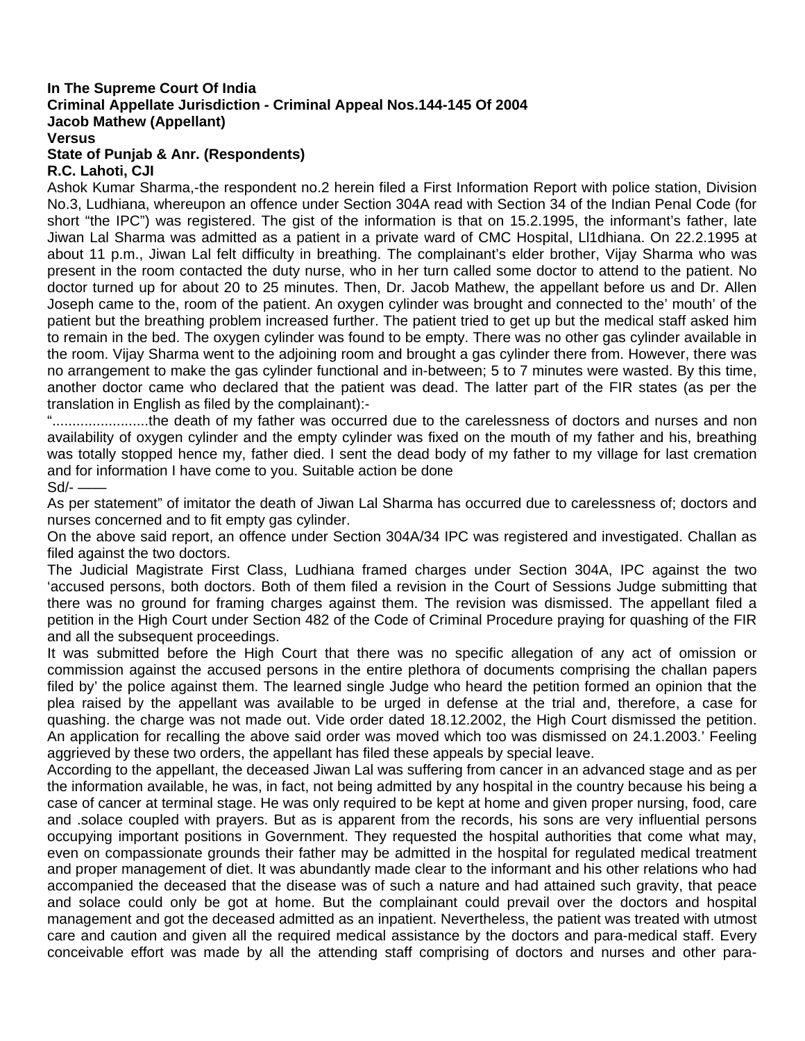**In The Supreme Court Of India**
**Criminal Appellate Jurisdiction - Criminal Appeal Nos.144-145 Of 2004**
**Jacob Mathew (Appellant)**
**Versus**
**State of Punjab & Anr. (Respondents)**
**R.C. Lahoti, CJI**

Ashok Kumar Sharma,-the respondent no.2 herein filed a First Information Report with police station, Division No.3, Ludhiana, whereupon an offence under Section 304A read with Section 34 of the Indian Penal Code (for short "the IPC") was registered. The gist of the information is that on 15.2.1995, the informant's father, late Jiwan Lal Sharma was admitted as a patient in a private ward of CMC Hospital, Ll1dhiana. On 22.2.1995 at about 11 p.m., Jiwan Lal felt difficulty in breathing. The complainant's elder brother, Vijay Sharma who was present in the room contacted the duty nurse, who in her turn called some doctor to attend to the patient. No doctor turned up for about 20 to 25 minutes. Then, Dr. Jacob Mathew, the appellant before us and Dr. Allen Joseph came to the, room of the patient. An oxygen cylinder was brought and connected to the' mouth' of the patient but the breathing problem increased further. The patient tried to get up but the medical staff asked him to remain in the bed. The oxygen cylinder was found to be empty. There was no other gas cylinder available in the room. Vijay Sharma went to the adjoining room and brought a gas cylinder there from. However, there was no arrangement to make the gas cylinder functional and in-between; 5 to 7 minutes were wasted. By this time, another doctor came who declared that the patient was dead. The latter part of the FIR states (as per the translation in English as filed by the complainant):-

"........................the death of my father was occurred due to the carelessness of doctors and nurses and non availability of oxygen cylinder and the empty cylinder was fixed on the mouth of my father and his, breathing was totally stopped hence my, father died. I sent the dead body of my father to my village for last cremation and for information I have come to you. Suitable action be done

Sd/- ——

As per statement" of imitator the death of Jiwan Lal Sharma has occurred due to carelessness of; doctors and nurses concerned and to fit empty gas cylinder.

On the above said report, an offence under Section 304A/34 IPC was registered and investigated. Challan as filed against the two doctors.

The Judicial Magistrate First Class, Ludhiana framed charges under Section 304A, IPC against the two 'accused persons, both doctors. Both of them filed a revision in the Court of Sessions Judge submitting that there was no ground for framing charges against them. The revision was dismissed. The appellant filed a petition in the High Court under Section 482 of the Code of Criminal Procedure praying for quashing of the FIR and all the subsequent proceedings.

It was submitted before the High Court that there was no specific allegation of any act of omission or commission against the accused persons in the entire plethora of documents comprising the challan papers filed by' the police against them. The learned single Judge who heard the petition formed an opinion that the plea raised by the appellant was available to be urged in defense at the trial and, therefore, a case for quashing. the charge was not made out. Vide order dated 18.12.2002, the High Court dismissed the petition. An application for recalling the above said order was moved which too was dismissed on 24.1.2003.' Feeling aggrieved by these two orders, the appellant has filed these appeals by special leave.

According to the appellant, the deceased Jiwan Lal was suffering from cancer in an advanced stage and as per the information available, he was, in fact, not being admitted by any hospital in the country because his being a case of cancer at terminal stage. He was only required to be kept at home and given proper nursing, food, care and .solace coupled with prayers. But as is apparent from the records, his sons are very influential persons occupying important positions in Government. They requested the hospital authorities that come what may, even on compassionate grounds their father may be admitted in the hospital for regulated medical treatment and proper management of diet. It was abundantly made clear to the informant and his other relations who had accompanied the deceased that the disease was of such a nature and had attained such gravity, that peace and solace could only be got at home. But the complainant could prevail over the doctors and hospital management and got the deceased admitted as an inpatient. Nevertheless, the patient was treated with utmost care and caution and given all the required medical assistance by the doctors and para-medical staff. Every conceivable effort was made by all the attending staff comprising of doctors and nurses and other para-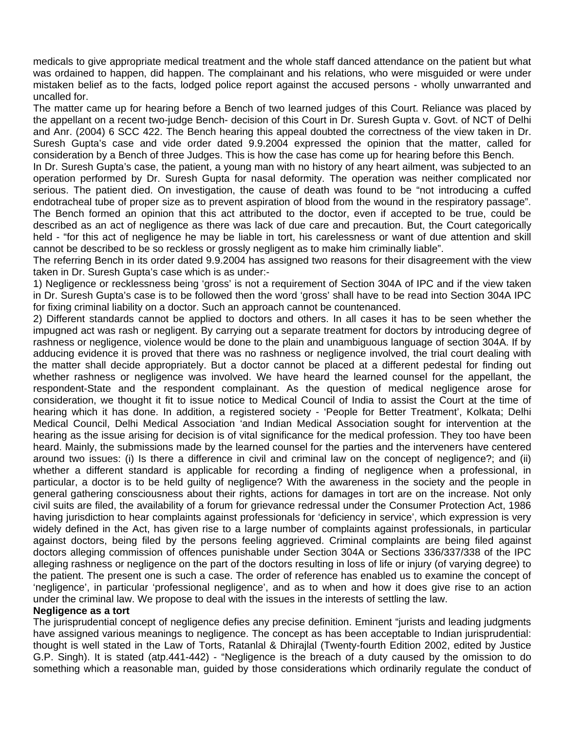medicals to give appropriate medical treatment and the whole staff danced attendance on the patient but what was ordained to happen, did happen. The complainant and his relations, who were misguided or were under mistaken belief as to the facts, lodged police report against the accused persons - wholly unwarranted and uncalled for.

The matter came up for hearing before a Bench of two learned judges of this Court. Reliance was placed by the appellant on a recent two-judge Bench- decision of this Court in Dr. Suresh Gupta v. Govt. of NCT of Delhi and Anr. (2004) 6 SCC 422. The Bench hearing this appeal doubted the correctness of the view taken in Dr. Suresh Gupta's case and vide order dated 9.9.2004 expressed the opinion that the matter, called for consideration by a Bench of three Judges. This is how the case has come up for hearing before this Bench.

In Dr. Suresh Gupta's case, the patient, a young man with no history of any heart ailment, was subjected to an operation performed by Dr. Suresh Gupta for nasal deformity. The operation was neither complicated nor serious. The patient died. On investigation, the cause of death was found to be "not introducing a cuffed endotracheal tube of proper size as to prevent aspiration of blood from the wound in the respiratory passage". The Bench formed an opinion that this act attributed to the doctor, even if accepted to be true, could be described as an act of negligence as there was lack of due care and precaution. But, the Court categorically held - "for this act of negligence he may be liable in tort, his carelessness or want of due attention and skill cannot be described to be so reckless or grossly negligent as to make him criminally liable".

The referring Bench in its order dated 9.9.2004 has assigned two reasons for their disagreement with the view taken in Dr. Suresh Gupta's case which is as under:-

1) Negligence or recklessness being 'gross' is not a requirement of Section 304A of IPC and if the view taken in Dr. Suresh Gupta's case is to be followed then the word 'gross' shall have to be read into Section 304A IPC for fixing criminal liability on a doctor. Such an approach cannot be countenanced.

2) Different standards cannot be applied to doctors and others. In all cases it has to be seen whether the impugned act was rash or negligent. By carrying out a separate treatment for doctors by introducing degree of rashness or negligence, violence would be done to the plain and unambiguous language of section 304A. If by adducing evidence it is proved that there was no rashness or negligence involved, the trial court dealing with the matter shall decide appropriately. But a doctor cannot be placed at a different pedestal for finding out whether rashness or negligence was involved. We have heard the learned counsel for the appellant, the respondent-State and the respondent complainant. As the question of medical negligence arose for consideration, we thought it fit to issue notice to Medical Council of India to assist the Court at the time of hearing which it has done. In addition, a registered society - 'People for Better Treatment', Kolkata; Delhi Medical Council, Delhi Medical Association 'and Indian Medical Association sought for intervention at the hearing as the issue arising for decision is of vital significance for the medical profession. They too have been heard. Mainly, the submissions made by the learned counsel for the parties and the interveners have centered around two issues: (i) Is there a difference in civil and criminal law on the concept of negligence?; and (ii) whether a different standard is applicable for recording a finding of negligence when a professional, in particular, a doctor is to be held guilty of negligence? With the awareness in the society and the people in general gathering consciousness about their rights, actions for damages in tort are on the increase. Not only civil suits are filed, the availability of a forum for grievance redressal under the Consumer Protection Act, 1986 having jurisdiction to hear complaints against professionals for 'deficiency in service', which expression is very widely defined in the Act, has given rise to a large number of complaints against professionals, in particular against doctors, being filed by the persons feeling aggrieved. Criminal complaints are being filed against doctors alleging commission of offences punishable under Section 304A or Sections 336/337/338 of the IPC alleging rashness or negligence on the part of the doctors resulting in loss of life or injury (of varying degree) to the patient. The present one is such a case. The order of reference has enabled us to examine the concept of 'negligence', in particular 'professional negligence', and as to when and how it does give rise to an action under the criminal law. We propose to deal with the issues in the interests of settling the law.

**Negligence as a tort**

The jurisprudential concept of negligence defies any precise definition. Eminent "jurists and leading judgments have assigned various meanings to negligence. The concept as has been acceptable to Indian jurisprudential: thought is well stated in the Law of Torts, Ratanlal & Dhirajlal (Twenty-fourth Edition 2002, edited by Justice G.P. Singh). It is stated (atp.441-442) - "Negligence is the breach of a duty caused by the omission to do something which a reasonable man, guided by those considerations which ordinarily regulate the conduct of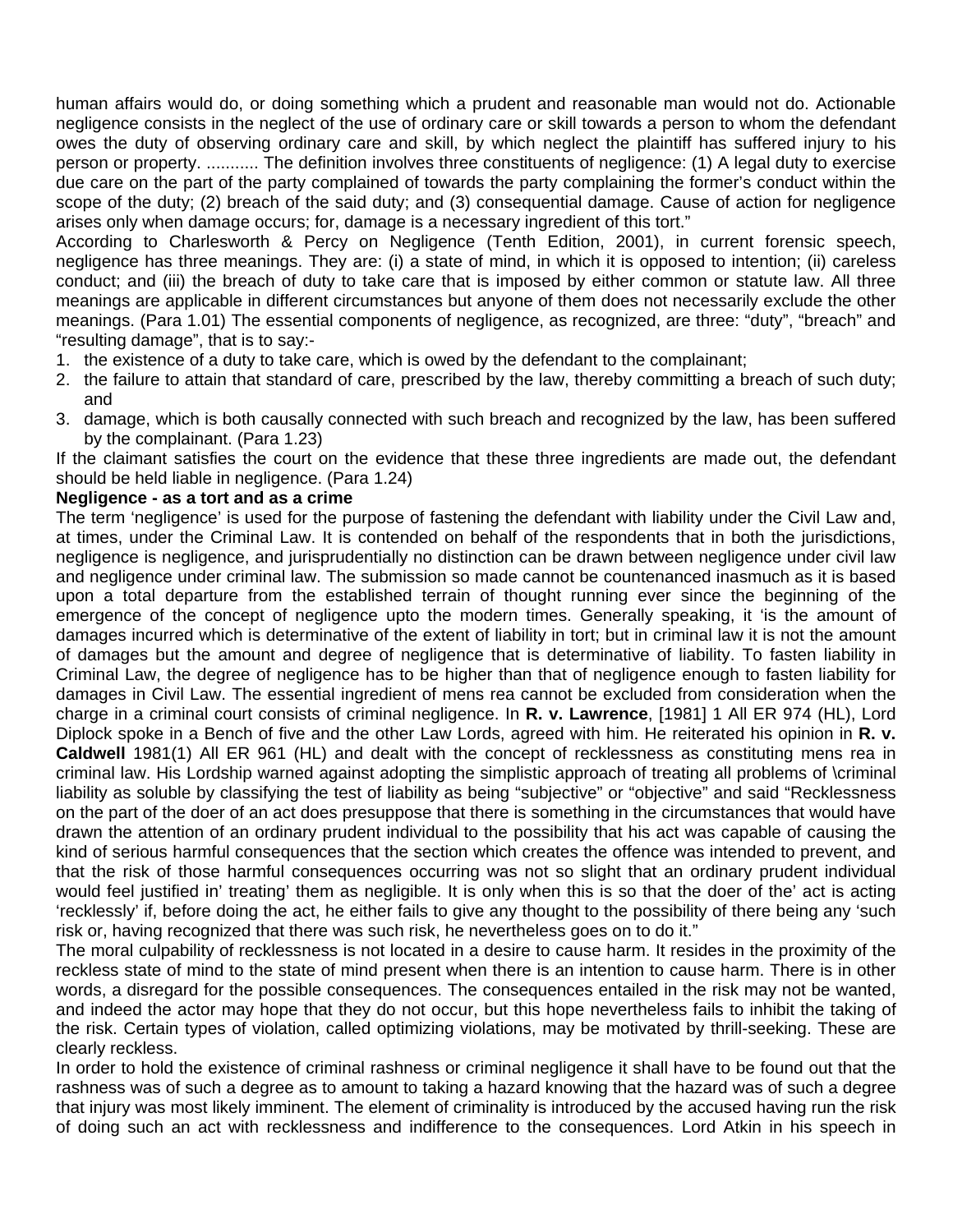human affairs would do, or doing something which a prudent and reasonable man would not do. Actionable negligence consists in the neglect of the use of ordinary care or skill towards a person to whom the defendant owes the duty of observing ordinary care and skill, by which neglect the plaintiff has suffered injury to his person or property. ........... The definition involves three constituents of negligence: (1) A legal duty to exercise due care on the part of the party complained of towards the party complaining the former's conduct within the scope of the duty; (2) breach of the said duty; and (3) consequential damage. Cause of action for negligence arises only when damage occurs; for, damage is a necessary ingredient of this tort."

According to Charlesworth & Percy on Negligence (Tenth Edition, 2001), in current forensic speech, negligence has three meanings. They are: (i) a state of mind, in which it is opposed to intention; (ii) careless conduct; and (iii) the breach of duty to take care that is imposed by either common or statute law. All three meanings are applicable in different circumstances but anyone of them does not necessarily exclude the other meanings. (Para 1.01) The essential components of negligence, as recognized, are three: "duty", "breach" and "resulting damage", that is to say:-

1. the existence of a duty to take care, which is owed by the defendant to the complainant;
2. the failure to attain that standard of care, prescribed by the law, thereby committing a breach of such duty; and
3. damage, which is both causally connected with such breach and recognized by the law, has been suffered by the complainant. (Para 1.23)

If the claimant satisfies the court on the evidence that these three ingredients are made out, the defendant should be held liable in negligence. (Para 1.24)

**Negligence - as a tort and as a crime**

The term 'negligence' is used for the purpose of fastening the defendant with liability under the Civil Law and, at times, under the Criminal Law. It is contended on behalf of the respondents that in both the jurisdictions, negligence is negligence, and jurisprudentially no distinction can be drawn between negligence under civil law and negligence under criminal law. The submission so made cannot be countenanced inasmuch as it is based upon a total departure from the established terrain of thought running ever since the beginning of the emergence of the concept of negligence upto the modern times. Generally speaking, it 'is the amount of damages incurred which is determinative of the extent of liability in tort; but in criminal law it is not the amount of damages but the amount and degree of negligence that is determinative of liability. To fasten liability in Criminal Law, the degree of negligence has to be higher than that of negligence enough to fasten liability for damages in Civil Law. The essential ingredient of mens rea cannot be excluded from consideration when the charge in a criminal court consists of criminal negligence. In **R. v. Lawrence**, [1981] 1 All ER 974 (HL), Lord Diplock spoke in a Bench of five and the other Law Lords, agreed with him. He reiterated his opinion in **R. v. Caldwell** 1981(1) All ER 961 (HL) and dealt with the concept of recklessness as constituting mens rea in criminal law. His Lordship warned against adopting the simplistic approach of treating all problems of \criminal liability as soluble by classifying the test of liability as being "subjective" or "objective" and said "Recklessness on the part of the doer of an act does presuppose that there is something in the circumstances that would have drawn the attention of an ordinary prudent individual to the possibility that his act was capable of causing the kind of serious harmful consequences that the section which creates the offence was intended to prevent, and that the risk of those harmful consequences occurring was not so slight that an ordinary prudent individual would feel justified in' treating' them as negligible. It is only when this is so that the doer of the' act is acting 'recklessly' if, before doing the act, he either fails to give any thought to the possibility of there being any 'such risk or, having recognized that there was such risk, he nevertheless goes on to do it."

The moral culpability of recklessness is not located in a desire to cause harm. It resides in the proximity of the reckless state of mind to the state of mind present when there is an intention to cause harm. There is in other words, a disregard for the possible consequences. The consequences entailed in the risk may not be wanted, and indeed the actor may hope that they do not occur, but this hope nevertheless fails to inhibit the taking of the risk. Certain types of violation, called optimizing violations, may be motivated by thrill-seeking. These are clearly reckless.

In order to hold the existence of criminal rashness or criminal negligence it shall have to be found out that the rashness was of such a degree as to amount to taking a hazard knowing that the hazard was of such a degree that injury was most likely imminent. The element of criminality is introduced by the accused having run the risk of doing such an act with recklessness and indifference to the consequences. Lord Atkin in his speech in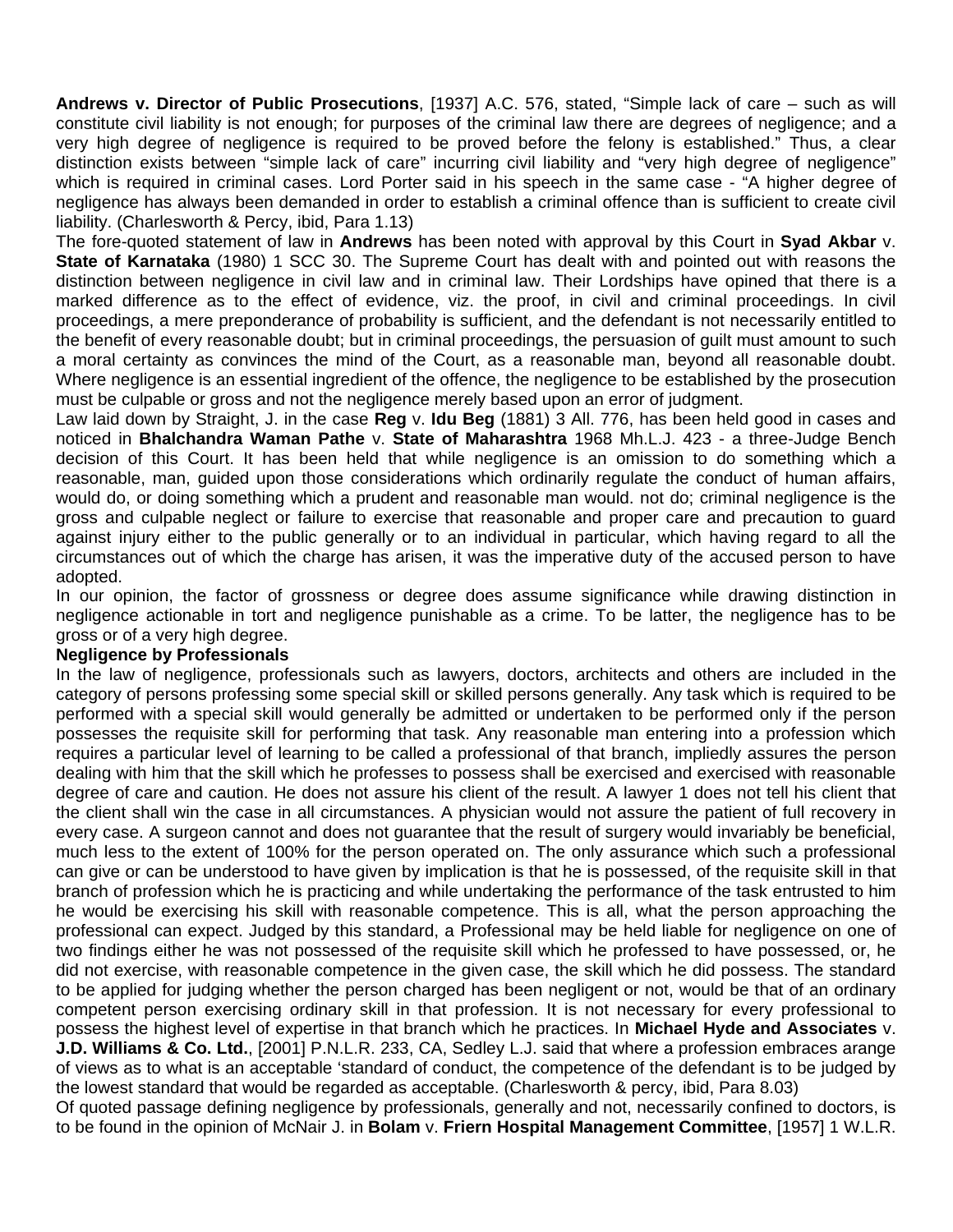**Andrews v. Director of Public Prosecutions**, [1937] A.C. 576, stated, "Simple lack of care – such as will constitute civil liability is not enough; for purposes of the criminal law there are degrees of negligence; and a very high degree of negligence is required to be proved before the felony is established." Thus, a clear distinction exists between "simple lack of care" incurring civil liability and "very high degree of negligence" which is required in criminal cases. Lord Porter said in his speech in the same case - "A higher degree of negligence has always been demanded in order to establish a criminal offence than is sufficient to create civil liability. (Charlesworth & Percy, ibid, Para 1.13)

The fore-quoted statement of law in **Andrews** has been noted with approval by this Court in **Syad Akbar** v. **State of Karnataka** (1980) 1 SCC 30. The Supreme Court has dealt with and pointed out with reasons the distinction between negligence in civil law and in criminal law. Their Lordships have opined that there is a marked difference as to the effect of evidence, viz. the proof, in civil and criminal proceedings. In civil proceedings, a mere preponderance of probability is sufficient, and the defendant is not necessarily entitled to the benefit of every reasonable doubt; but in criminal proceedings, the persuasion of guilt must amount to such a moral certainty as convinces the mind of the Court, as a reasonable man, beyond all reasonable doubt. Where negligence is an essential ingredient of the offence, the negligence to be established by the prosecution must be culpable or gross and not the negligence merely based upon an error of judgment.

Law laid down by Straight, J. in the case **Reg** v. **Idu Beg** (1881) 3 All. 776, has been held good in cases and noticed in **Bhalchandra Waman Pathe** v. **State of Maharashtra** 1968 Mh.L.J. 423 - a three-Judge Bench decision of this Court. It has been held that while negligence is an omission to do something which a reasonable, man, guided upon those considerations which ordinarily regulate the conduct of human affairs, would do, or doing something which a prudent and reasonable man would. not do; criminal negligence is the gross and culpable neglect or failure to exercise that reasonable and proper care and precaution to guard against injury either to the public generally or to an individual in particular, which having regard to all the circumstances out of which the charge has arisen, it was the imperative duty of the accused person to have adopted.

In our opinion, the factor of grossness or degree does assume significance while drawing distinction in negligence actionable in tort and negligence punishable as a crime. To be latter, the negligence has to be gross or of a very high degree.

**Negligence by Professionals**

In the law of negligence, professionals such as lawyers, doctors, architects and others are included in the category of persons professing some special skill or skilled persons generally. Any task which is required to be performed with a special skill would generally be admitted or undertaken to be performed only if the person possesses the requisite skill for performing that task. Any reasonable man entering into a profession which requires a particular level of learning to be called a professional of that branch, impliedly assures the person dealing with him that the skill which he professes to possess shall be exercised and exercised with reasonable degree of care and caution. He does not assure his client of the result. A lawyer 1 does not tell his client that the client shall win the case in all circumstances. A physician would not assure the patient of full recovery in every case. A surgeon cannot and does not guarantee that the result of surgery would invariably be beneficial, much less to the extent of 100% for the person operated on. The only assurance which such a professional can give or can be understood to have given by implication is that he is possessed, of the requisite skill in that branch of profession which he is practicing and while undertaking the performance of the task entrusted to him he would be exercising his skill with reasonable competence. This is all, what the person approaching the professional can expect. Judged by this standard, a Professional may be held liable for negligence on one of two findings either he was not possessed of the requisite skill which he professed to have possessed, or, he did not exercise, with reasonable competence in the given case, the skill which he did possess. The standard to be applied for judging whether the person charged has been negligent or not, would be that of an ordinary competent person exercising ordinary skill in that profession. It is not necessary for every professional to possess the highest level of expertise in that branch which he practices. In **Michael Hyde and Associates** v. **J.D. Williams & Co. Ltd.**, [2001] P.N.L.R. 233, CA, Sedley L.J. said that where a profession embraces arange of views as to what is an acceptable 'standard of conduct, the competence of the defendant is to be judged by the lowest standard that would be regarded as acceptable. (Charlesworth & percy, ibid, Para 8.03)

Of quoted passage defining negligence by professionals, generally and not, necessarily confined to doctors, is to be found in the opinion of McNair J. in **Bolam** v. **Friern Hospital Management Committee**, [1957] 1 W.L.R.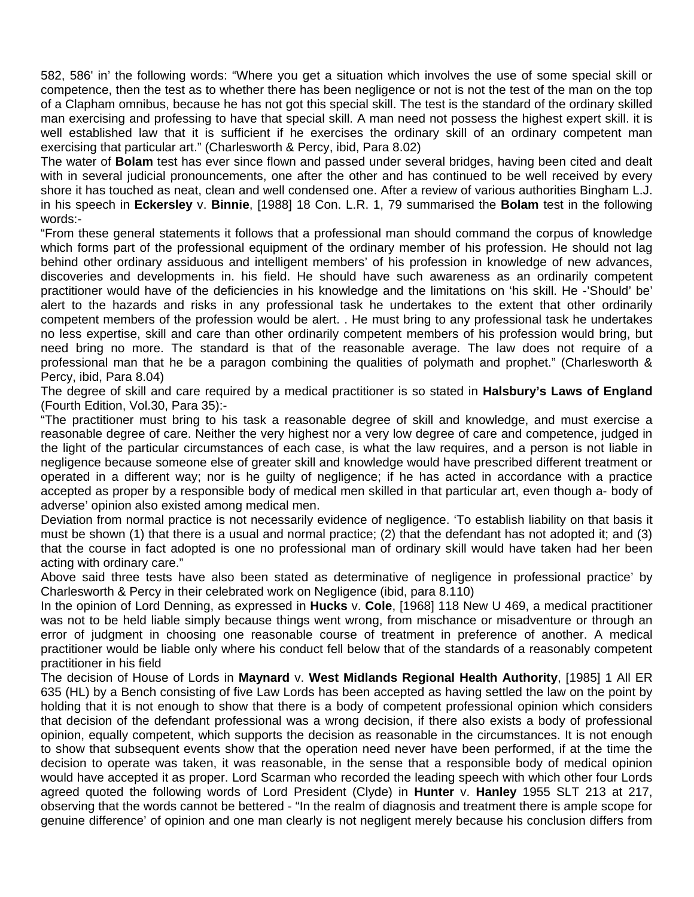582, 586' in' the following words: "Where you get a situation which involves the use of some special skill or competence, then the test as to whether there has been negligence or not is not the test of the man on the top of a Clapham omnibus, because he has not got this special skill. The test is the standard of the ordinary skilled man exercising and professing to have that special skill. A man need not possess the highest expert skill. it is well established law that it is sufficient if he exercises the ordinary skill of an ordinary competent man exercising that particular art." (Charlesworth & Percy, ibid, Para 8.02)

The water of **Bolam** test has ever since flown and passed under several bridges, having been cited and dealt with in several judicial pronouncements, one after the other and has continued to be well received by every shore it has touched as neat, clean and well condensed one. After a review of various authorities Bingham L.J. in his speech in **Eckersley** v. **Binnie**, [1988] 18 Con. L.R. 1, 79 summarised the **Bolam** test in the following words:-

"From these general statements it follows that a professional man should command the corpus of knowledge which forms part of the professional equipment of the ordinary member of his profession. He should not lag behind other ordinary assiduous and intelligent members' of his profession in knowledge of new advances, discoveries and developments in. his field. He should have such awareness as an ordinarily competent practitioner would have of the deficiencies in his knowledge and the limitations on 'his skill. He -'Should' be' alert to the hazards and risks in any professional task he undertakes to the extent that other ordinarily competent members of the profession would be alert. . He must bring to any professional task he undertakes no less expertise, skill and care than other ordinarily competent members of his profession would bring, but need bring no more. The standard is that of the reasonable average. The law does not require of a professional man that he be a paragon combining the qualities of polymath and prophet." (Charlesworth & Percy, ibid, Para 8.04)

The degree of skill and care required by a medical practitioner is so stated in **Halsbury's Laws of England** (Fourth Edition, Vol.30, Para 35):-

"The practitioner must bring to his task a reasonable degree of skill and knowledge, and must exercise a reasonable degree of care. Neither the very highest nor a very low degree of care and competence, judged in the light of the particular circumstances of each case, is what the law requires, and a person is not liable in negligence because someone else of greater skill and knowledge would have prescribed different treatment or operated in a different way; nor is he guilty of negligence; if he has acted in accordance with a practice accepted as proper by a responsible body of medical men skilled in that particular art, even though a- body of adverse' opinion also existed among medical men.

Deviation from normal practice is not necessarily evidence of negligence. 'To establish liability on that basis it must be shown (1) that there is a usual and normal practice; (2) that the defendant has not adopted it; and (3) that the course in fact adopted is one no professional man of ordinary skill would have taken had her been acting with ordinary care."

Above said three tests have also been stated as determinative of negligence in professional practice' by Charlesworth & Percy in their celebrated work on Negligence (ibid, para 8.110)

In the opinion of Lord Denning, as expressed in **Hucks** v. **Cole**, [1968] 118 New U 469, a medical practitioner was not to be held liable simply because things went wrong, from mischance or misadventure or through an error of judgment in choosing one reasonable course of treatment in preference of another. A medical practitioner would be liable only where his conduct fell below that of the standards of a reasonably competent practitioner in his field

The decision of House of Lords in **Maynard** v. **West Midlands Regional Health Authority**, [1985] 1 All ER 635 (HL) by a Bench consisting of five Law Lords has been accepted as having settled the law on the point by holding that it is not enough to show that there is a body of competent professional opinion which considers that decision of the defendant professional was a wrong decision, if there also exists a body of professional opinion, equally competent, which supports the decision as reasonable in the circumstances. It is not enough to show that subsequent events show that the operation need never have been performed, if at the time the decision to operate was taken, it was reasonable, in the sense that a responsible body of medical opinion would have accepted it as proper. Lord Scarman who recorded the leading speech with which other four Lords agreed quoted the following words of Lord President (Clyde) in **Hunter** v. **Hanley** 1955 SLT 213 at 217, observing that the words cannot be bettered - "In the realm of diagnosis and treatment there is ample scope for genuine difference' of opinion and one man clearly is not negligent merely because his conclusion differs from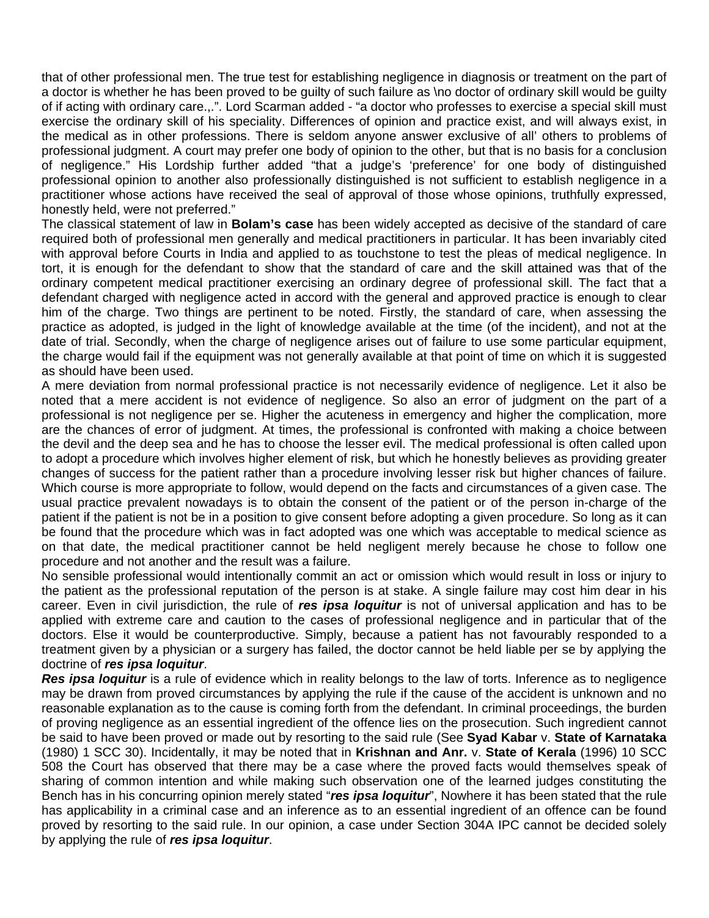that of other professional men. The true test for establishing negligence in diagnosis or treatment on the part of a doctor is whether he has been proved to be guilty of such failure as \no doctor of ordinary skill would be guilty of if acting with ordinary care.,.". Lord Scarman added - "a doctor who professes to exercise a special skill must exercise the ordinary skill of his speciality. Differences of opinion and practice exist, and will always exist, in the medical as in other professions. There is seldom anyone answer exclusive of all' others to problems of professional judgment. A court may prefer one body of opinion to the other, but that is no basis for a conclusion of negligence." His Lordship further added "that a judge's 'preference' for one body of distinguished professional opinion to another also professionally distinguished is not sufficient to establish negligence in a practitioner whose actions have received the seal of approval of those whose opinions, truthfully expressed, honestly held, were not preferred."

The classical statement of law in **Bolam's case** has been widely accepted as decisive of the standard of care required both of professional men generally and medical practitioners in particular. It has been invariably cited with approval before Courts in India and applied to as touchstone to test the pleas of medical negligence. In tort, it is enough for the defendant to show that the standard of care and the skill attained was that of the ordinary competent medical practitioner exercising an ordinary degree of professional skill. The fact that a defendant charged with negligence acted in accord with the general and approved practice is enough to clear him of the charge. Two things are pertinent to be noted. Firstly, the standard of care, when assessing the practice as adopted, is judged in the light of knowledge available at the time (of the incident), and not at the date of trial. Secondly, when the charge of negligence arises out of failure to use some particular equipment, the charge would fail if the equipment was not generally available at that point of time on which it is suggested as should have been used.

A mere deviation from normal professional practice is not necessarily evidence of negligence. Let it also be noted that a mere accident is not evidence of negligence. So also an error of judgment on the part of a professional is not negligence per se. Higher the acuteness in emergency and higher the complication, more are the chances of error of judgment. At times, the professional is confronted with making a choice between the devil and the deep sea and he has to choose the lesser evil. The medical professional is often called upon to adopt a procedure which involves higher element of risk, but which he honestly believes as providing greater changes of success for the patient rather than a procedure involving lesser risk but higher chances of failure. Which course is more appropriate to follow, would depend on the facts and circumstances of a given case. The usual practice prevalent nowadays is to obtain the consent of the patient or of the person in-charge of the patient if the patient is not be in a position to give consent before adopting a given procedure. So long as it can be found that the procedure which was in fact adopted was one which was acceptable to medical science as on that date, the medical practitioner cannot be held negligent merely because he chose to follow one procedure and not another and the result was a failure.

No sensible professional would intentionally commit an act or omission which would result in loss or injury to the patient as the professional reputation of the person is at stake. A single failure may cost him dear in his career. Even in civil jurisdiction, the rule of ***res ipsa loquitur*** is not of universal application and has to be applied with extreme care and caution to the cases of professional negligence and in particular that of the doctors. Else it would be counterproductive. Simply, because a patient has not favourably responded to a treatment given by a physician or a surgery has failed, the doctor cannot be held liable per se by applying the doctrine of ***res ipsa loquitur***.

***Res ipsa loquitur*** is a rule of evidence which in reality belongs to the law of torts. Inference as to negligence may be drawn from proved circumstances by applying the rule if the cause of the accident is unknown and no reasonable explanation as to the cause is coming forth from the defendant. In criminal proceedings, the burden of proving negligence as an essential ingredient of the offence lies on the prosecution. Such ingredient cannot be said to have been proved or made out by resorting to the said rule (See **Syad Kabar** v. **State of Karnataka** (1980) 1 SCC 30). Incidentally, it may be noted that in **Krishnan and Anr.** v. **State of Kerala** (1996) 10 SCC 508 the Court has observed that there may be a case where the proved facts would themselves speak of sharing of common intention and while making such observation one of the learned judges constituting the Bench has in his concurring opinion merely stated "***res ipsa loquitur***", Nowhere it has been stated that the rule has applicability in a criminal case and an inference as to an essential ingredient of an offence can be found proved by resorting to the said rule. In our opinion, a case under Section 304A IPC cannot be decided solely by applying the rule of ***res ipsa loquitur***.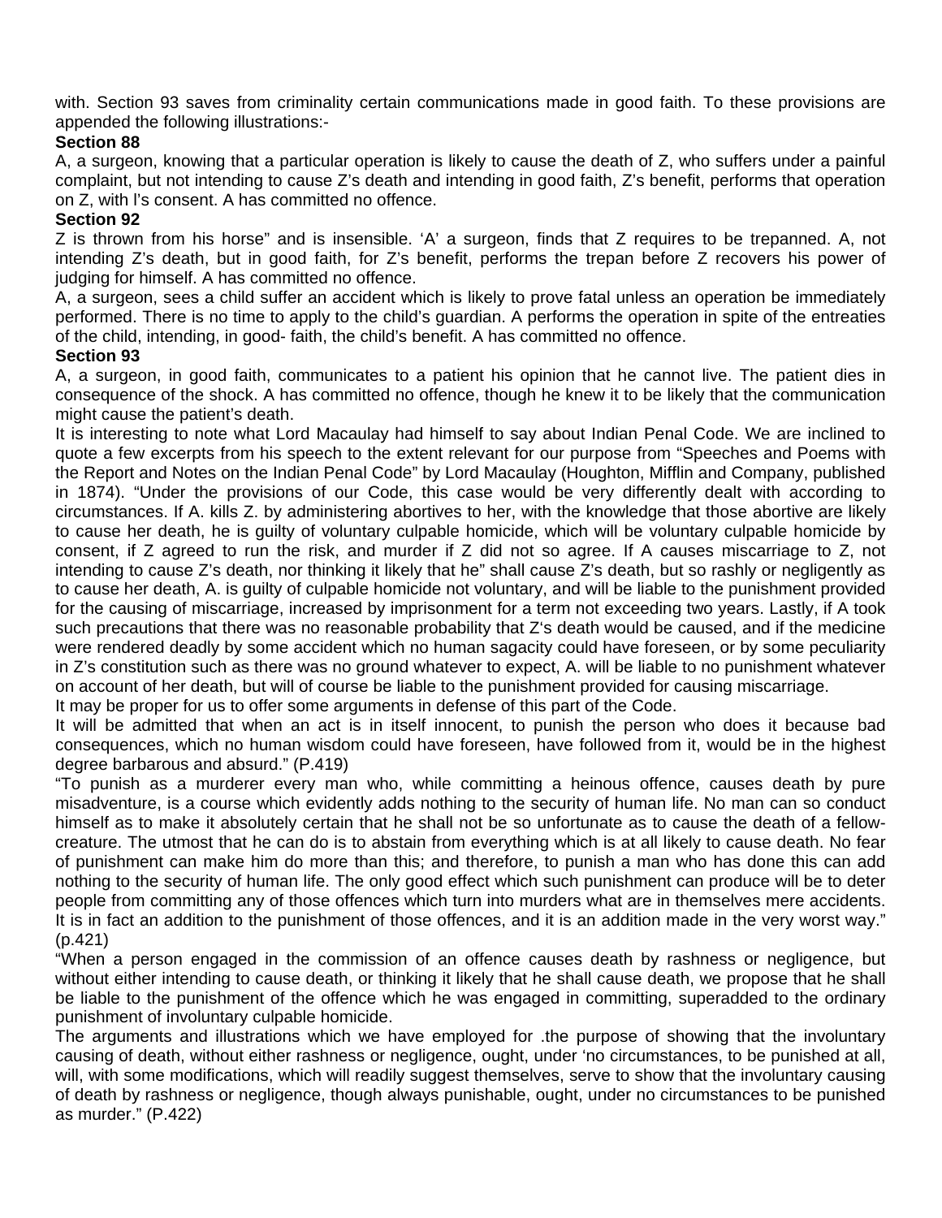with. Section 93 saves from criminality certain communications made in good faith. To these provisions are appended the following illustrations:-

**Section 88**

A, a surgeon, knowing that a particular operation is likely to cause the death of Z, who suffers under a painful complaint, but not intending to cause Z's death and intending in good faith, Z's benefit, performs that operation on Z, with l's consent. A has committed no offence.

**Section 92**

Z is thrown from his horse" and is insensible. 'A' a surgeon, finds that Z requires to be trepanned. A, not intending Z's death, but in good faith, for Z's benefit, performs the trepan before Z recovers his power of judging for himself. A has committed no offence.

A, a surgeon, sees a child suffer an accident which is likely to prove fatal unless an operation be immediately performed. There is no time to apply to the child's guardian. A performs the operation in spite of the entreaties of the child, intending, in good- faith, the child's benefit. A has committed no offence.

**Section 93**

A, a surgeon, in good faith, communicates to a patient his opinion that he cannot live. The patient dies in consequence of the shock. A has committed no offence, though he knew it to be likely that the communication might cause the patient's death.

It is interesting to note what Lord Macaulay had himself to say about Indian Penal Code. We are inclined to quote a few excerpts from his speech to the extent relevant for our purpose from "Speeches and Poems with the Report and Notes on the Indian Penal Code" by Lord Macaulay (Houghton, Mifflin and Company, published in 1874). "Under the provisions of our Code, this case would be very differently dealt with according to circumstances. If A. kills Z. by administering abortives to her, with the knowledge that those abortive are likely to cause her death, he is guilty of voluntary culpable homicide, which will be voluntary culpable homicide by consent, if Z agreed to run the risk, and murder if Z did not so agree. If A causes miscarriage to Z, not intending to cause Z's death, nor thinking it likely that he" shall cause Z's death, but so rashly or negligently as to cause her death, A. is guilty of culpable homicide not voluntary, and will be liable to the punishment provided for the causing of miscarriage, increased by imprisonment for a term not exceeding two years. Lastly, if A took such precautions that there was no reasonable probability that Z's death would be caused, and if the medicine were rendered deadly by some accident which no human sagacity could have foreseen, or by some peculiarity in Z's constitution such as there was no ground whatever to expect, A. will be liable to no punishment whatever on account of her death, but will of course be liable to the punishment provided for causing miscarriage.

It may be proper for us to offer some arguments in defense of this part of the Code.

It will be admitted that when an act is in itself innocent, to punish the person who does it because bad consequences, which no human wisdom could have foreseen, have followed from it, would be in the highest degree barbarous and absurd." (P.419)

"To punish as a murderer every man who, while committing a heinous offence, causes death by pure misadventure, is a course which evidently adds nothing to the security of human life. No man can so conduct himself as to make it absolutely certain that he shall not be so unfortunate as to cause the death of a fellow-creature. The utmost that he can do is to abstain from everything which is at all likely to cause death. No fear of punishment can make him do more than this; and therefore, to punish a man who has done this can add nothing to the security of human life. The only good effect which such punishment can produce will be to deter people from committing any of those offences which turn into murders what are in themselves mere accidents. It is in fact an addition to the punishment of those offences, and it is an addition made in the very worst way." (p.421)

"When a person engaged in the commission of an offence causes death by rashness or negligence, but without either intending to cause death, or thinking it likely that he shall cause death, we propose that he shall be liable to the punishment of the offence which he was engaged in committing, superadded to the ordinary punishment of involuntary culpable homicide.

The arguments and illustrations which we have employed for .the purpose of showing that the involuntary causing of death, without either rashness or negligence, ought, under 'no circumstances, to be punished at all, will, with some modifications, which will readily suggest themselves, serve to show that the involuntary causing of death by rashness or negligence, though always punishable, ought, under no circumstances to be punished as murder." (P.422)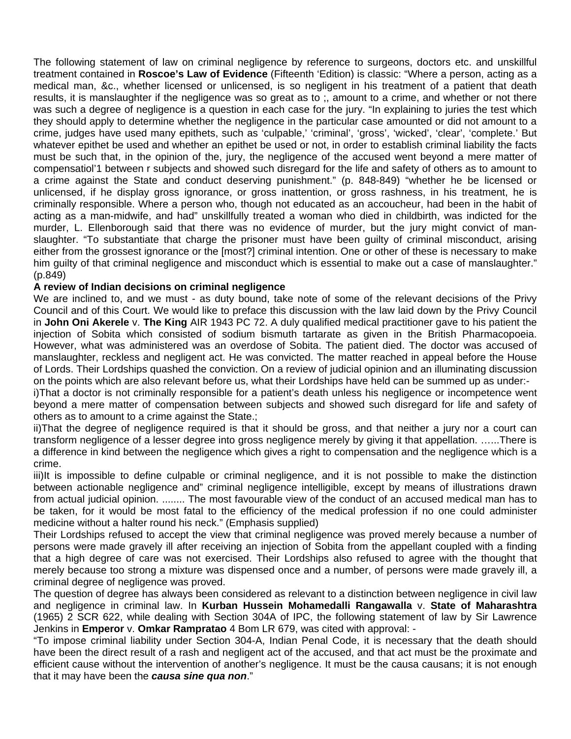The following statement of law on criminal negligence by reference to surgeons, doctors etc. and unskillful treatment contained in **Roscoe's Law of Evidence** (Fifteenth 'Edition) is classic: "Where a person, acting as a medical man, &c., whether licensed or unlicensed, is so negligent in his treatment of a patient that death results, it is manslaughter if the negligence was so great as to ;, amount to a crime, and whether or not there was such a degree of negligence is a question in each case for the jury. "In explaining to juries the test which they should apply to determine whether the negligence in the particular case amounted or did not amount to a crime, judges have used many epithets, such as 'culpable,' 'criminal', 'gross', 'wicked', 'clear', 'complete.' But whatever epithet be used and whether an epithet be used or not, in order to establish criminal liability the facts must be such that, in the opinion of the, jury, the negligence of the accused went beyond a mere matter of compensatiol'1 between r subjects and showed such disregard for the life and safety of others as to amount to a crime against the State and conduct deserving punishment." (p. 848-849) "whether he be licensed or unlicensed, if he display gross ignorance, or gross inattention, or gross rashness, in his treatment, he is criminally responsible. Where a person who, though not educated as an accoucheur, had been in the habit of acting as a man-midwife, and had" unskillfully treated a woman who died in childbirth, was indicted for the murder, L. Ellenborough said that there was no evidence of murder, but the jury might convict of man-slaughter. "To substantiate that charge the prisoner must have been guilty of criminal misconduct, arising either from the grossest ignorance or the [most?] criminal intention. One or other of these is necessary to make him guilty of that criminal negligence and misconduct which is essential to make out a case of manslaughter." (p.849)

**A review of Indian decisions on criminal negligence**

We are inclined to, and we must - as duty bound, take note of some of the relevant decisions of the Privy Council and of this Court. We would like to preface this discussion with the law laid down by the Privy Council in **John Oni Akerele** v. **The King** AIR 1943 PC 72. A duly qualified medical practitioner gave to his patient the injection of Sobita which consisted of sodium bismuth tartarate as given in the British Pharmacopoeia. However, what was administered was an overdose of Sobita. The patient died. The doctor was accused of manslaughter, reckless and negligent act. He was convicted. The matter reached in appeal before the House of Lords. Their Lordships quashed the conviction. On a review of judicial opinion and an illuminating discussion on the points which are also relevant before us, what their Lordships have held can be summed up as under:-

i)That a doctor is not criminally responsible for a patient's death unless his negligence or incompetence went beyond a mere matter of compensation between subjects and showed such disregard for life and safety of others as to amount to a crime against the State.;

ii)That the degree of negligence required is that it should be gross, and that neither a jury nor a court can transform negligence of a lesser degree into gross negligence merely by giving it that appellation. ......There is a difference in kind between the negligence which gives a right to compensation and the negligence which is a crime.

iii)It is impossible to define culpable or criminal negligence, and it is not possible to make the distinction between actionable negligence and" criminal negligence intelligible, except by means of illustrations drawn from actual judicial opinion. ........ The most favourable view of the conduct of an accused medical man has to be taken, for it would be most fatal to the efficiency of the medical profession if no one could administer medicine without a halter round his neck." (Emphasis supplied)

Their Lordships refused to accept the view that criminal negligence was proved merely because a number of persons were made gravely ill after receiving an injection of Sobita from the appellant coupled with a finding that a high degree of care was not exercised. Their Lordships also refused to agree with the thought that merely because too strong a mixture was dispensed once and a number, of persons were made gravely ill, a criminal degree of negligence was proved.

The question of degree has always been considered as relevant to a distinction between negligence in civil law and negligence in criminal law. In **Kurban Hussein Mohamedalli Rangawalla** v. **State of Maharashtra** (1965) 2 SCR 622, while dealing with Section 304A of IPC, the following statement of law by Sir Lawrence Jenkins in **Emperor** v. **Omkar Rampratao** 4 Bom LR 679, was cited with approval: -

"To impose criminal liability under Section 304-A, Indian Penal Code, it is necessary that the death should have been the direct result of a rash and negligent act of the accused, and that act must be the proximate and efficient cause without the intervention of another's negligence. It must be the causa causans; it is not enough that it may have been the ***causa sine qua non***."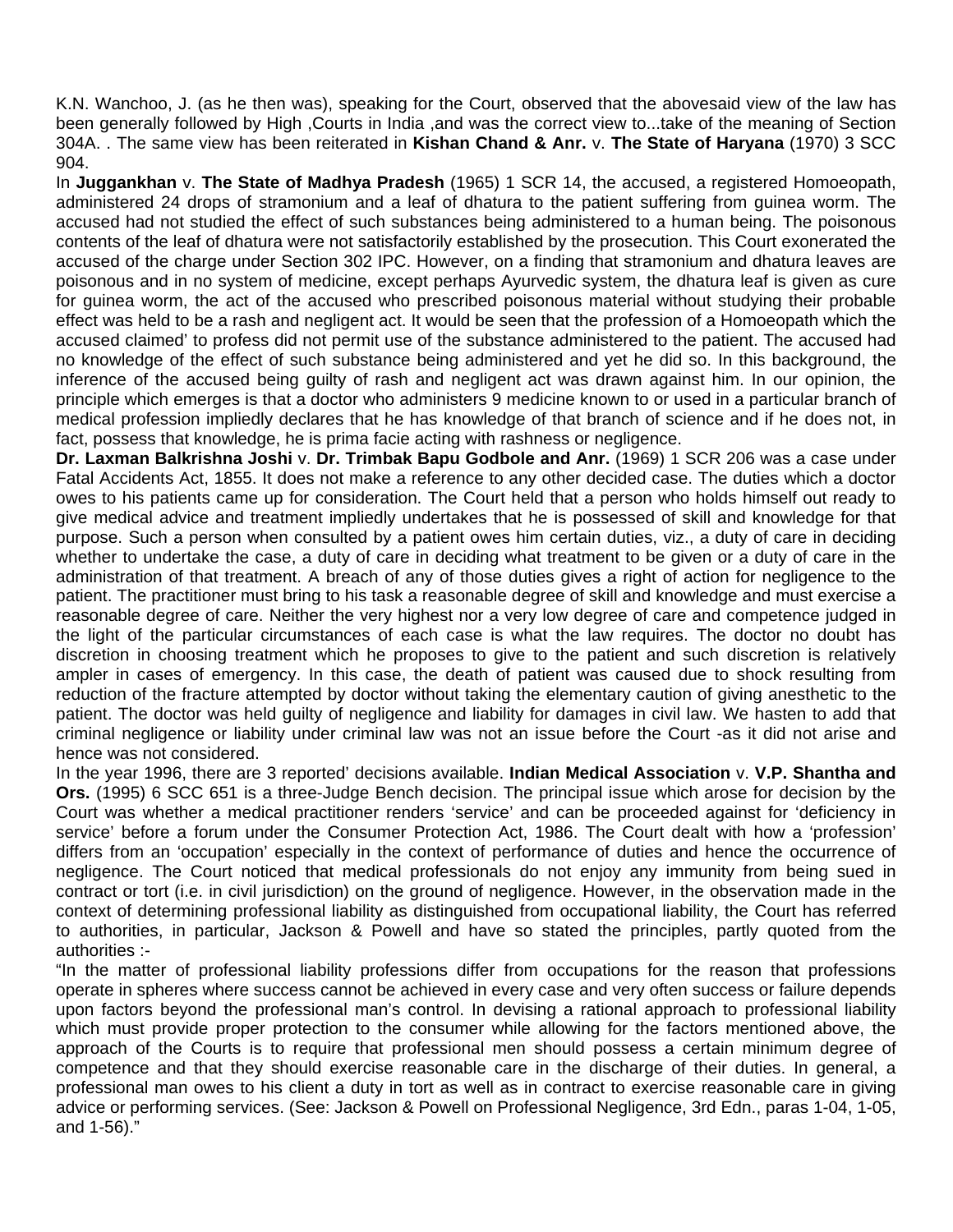K.N. Wanchoo, J. (as he then was), speaking for the Court, observed that the abovesaid view of the law has been generally followed by High ,Courts in India ,and was the correct view to...take of the meaning of Section 304A. . The same view has been reiterated in **Kishan Chand & Anr.** v. **The State of Haryana** (1970) 3 SCC 904.

In **Juggankhan** v. **The State of Madhya Pradesh** (1965) 1 SCR 14, the accused, a registered Homoeopath, administered 24 drops of stramonium and a leaf of dhatura to the patient suffering from guinea worm. The accused had not studied the effect of such substances being administered to a human being. The poisonous contents of the leaf of dhatura were not satisfactorily established by the prosecution. This Court exonerated the accused of the charge under Section 302 IPC. However, on a finding that stramonium and dhatura leaves are poisonous and in no system of medicine, except perhaps Ayurvedic system, the dhatura leaf is given as cure for guinea worm, the act of the accused who prescribed poisonous material without studying their probable effect was held to be a rash and negligent act. It would be seen that the profession of a Homoeopath which the accused claimed' to profess did not permit use of the substance administered to the patient. The accused had no knowledge of the effect of such substance being administered and yet he did so. In this background, the inference of the accused being guilty of rash and negligent act was drawn against him. In our opinion, the principle which emerges is that a doctor who administers 9 medicine known to or used in a particular branch of medical profession impliedly declares that he has knowledge of that branch of science and if he does not, in fact, possess that knowledge, he is prima facie acting with rashness or negligence.

**Dr. Laxman Balkrishna Joshi** v. **Dr. Trimbak Bapu Godbole and Anr.** (1969) 1 SCR 206 was a case under Fatal Accidents Act, 1855. It does not make a reference to any other decided case. The duties which a doctor owes to his patients came up for consideration. The Court held that a person who holds himself out ready to give medical advice and treatment impliedly undertakes that he is possessed of skill and knowledge for that purpose. Such a person when consulted by a patient owes him certain duties, viz., a duty of care in deciding whether to undertake the case, a duty of care in deciding what treatment to be given or a duty of care in the administration of that treatment. A breach of any of those duties gives a right of action for negligence to the patient. The practitioner must bring to his task a reasonable degree of skill and knowledge and must exercise a reasonable degree of care. Neither the very highest nor a very low degree of care and competence judged in the light of the particular circumstances of each case is what the law requires. The doctor no doubt has discretion in choosing treatment which he proposes to give to the patient and such discretion is relatively ampler in cases of emergency. In this case, the death of patient was caused due to shock resulting from reduction of the fracture attempted by doctor without taking the elementary caution of giving anesthetic to the patient. The doctor was held guilty of negligence and liability for damages in civil law. We hasten to add that criminal negligence or liability under criminal law was not an issue before the Court -as it did not arise and hence was not considered.

In the year 1996, there are 3 reported' decisions available. **Indian Medical Association** v. **V.P. Shantha and Ors.** (1995) 6 SCC 651 is a three-Judge Bench decision. The principal issue which arose for decision by the Court was whether a medical practitioner renders 'service' and can be proceeded against for 'deficiency in service' before a forum under the Consumer Protection Act, 1986. The Court dealt with how a 'profession' differs from an 'occupation' especially in the context of performance of duties and hence the occurrence of negligence. The Court noticed that medical professionals do not enjoy any immunity from being sued in contract or tort (i.e. in civil jurisdiction) on the ground of negligence. However, in the observation made in the context of determining professional liability as distinguished from occupational liability, the Court has referred to authorities, in particular, Jackson & Powell and have so stated the principles, partly quoted from the authorities :-

"In the matter of professional liability professions differ from occupations for the reason that professions operate in spheres where success cannot be achieved in every case and very often success or failure depends upon factors beyond the professional man's control. In devising a rational approach to professional liability which must provide proper protection to the consumer while allowing for the factors mentioned above, the approach of the Courts is to require that professional men should possess a certain minimum degree of competence and that they should exercise reasonable care in the discharge of their duties. In general, a professional man owes to his client a duty in tort as well as in contract to exercise reasonable care in giving advice or performing services. (See: Jackson & Powell on Professional Negligence, 3rd Edn., paras 1-04, 1-05, and 1-56)."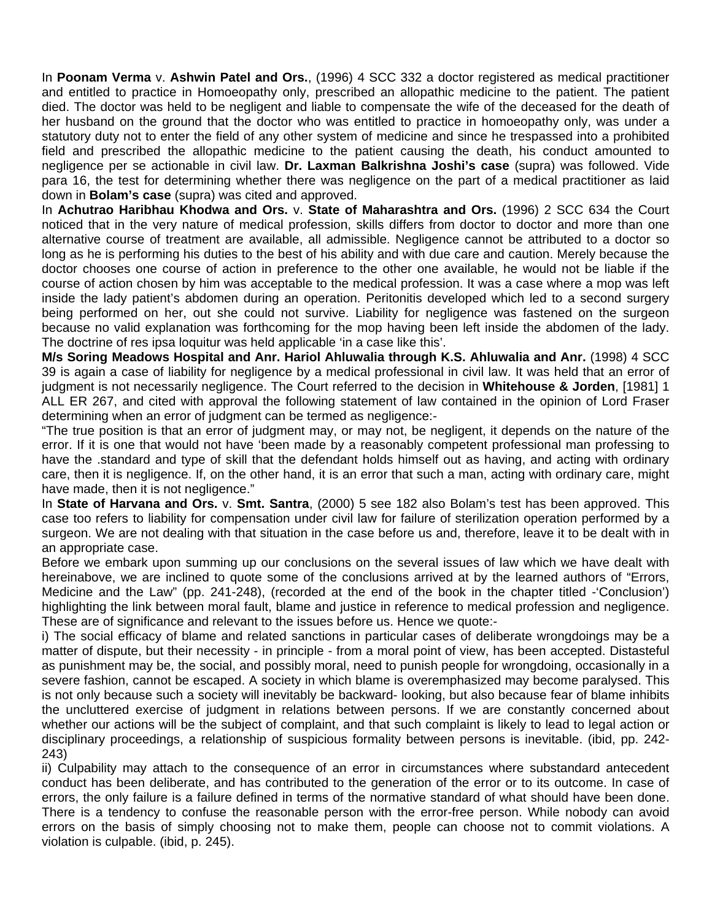In **Poonam Verma** v. **Ashwin Patel and Ors.**, (1996) 4 SCC 332 a doctor registered as medical practitioner and entitled to practice in Homoeopathy only, prescribed an allopathic medicine to the patient. The patient died. The doctor was held to be negligent and liable to compensate the wife of the deceased for the death of her husband on the ground that the doctor who was entitled to practice in homoeopathy only, was under a statutory duty not to enter the field of any other system of medicine and since he trespassed into a prohibited field and prescribed the allopathic medicine to the patient causing the death, his conduct amounted to negligence per se actionable in civil law. **Dr. Laxman Balkrishna Joshi's case** (supra) was followed. Vide para 16, the test for determining whether there was negligence on the part of a medical practitioner as laid down in **Bolam's case** (supra) was cited and approved.

In **Achutrao Haribhau Khodwa and Ors.** v. **State of Maharashtra and Ors.** (1996) 2 SCC 634 the Court noticed that in the very nature of medical profession, skills differs from doctor to doctor and more than one alternative course of treatment are available, all admissible. Negligence cannot be attributed to a doctor so long as he is performing his duties to the best of his ability and with due care and caution. Merely because the doctor chooses one course of action in preference to the other one available, he would not be liable if the course of action chosen by him was acceptable to the medical profession. It was a case where a mop was left inside the lady patient's abdomen during an operation. Peritonitis developed which led to a second surgery being performed on her, out she could not survive. Liability for negligence was fastened on the surgeon because no valid explanation was forthcoming for the mop having been left inside the abdomen of the lady. The doctrine of res ipsa loquitur was held applicable 'in a case like this'.

**M/s Soring Meadows Hospital and Anr. Hariol Ahluwalia through K.S. Ahluwalia and Anr.** (1998) 4 SCC 39 is again a case of liability for negligence by a medical professional in civil law. It was held that an error of judgment is not necessarily negligence. The Court referred to the decision in **Whitehouse & Jorden**, [1981] 1 ALL ER 267, and cited with approval the following statement of law contained in the opinion of Lord Fraser determining when an error of judgment can be termed as negligence:-

"The true position is that an error of judgment may, or may not, be negligent, it depends on the nature of the error. If it is one that would not have 'been made by a reasonably competent professional man professing to have the .standard and type of skill that the defendant holds himself out as having, and acting with ordinary care, then it is negligence. If, on the other hand, it is an error that such a man, acting with ordinary care, might have made, then it is not negligence."

In **State of Harvana and Ors.** v. **Smt. Santra**, (2000) 5 see 182 also Bolam's test has been approved. This case too refers to liability for compensation under civil law for failure of sterilization operation performed by a surgeon. We are not dealing with that situation in the case before us and, therefore, leave it to be dealt with in an appropriate case.

Before we embark upon summing up our conclusions on the several issues of law which we have dealt with hereinabove, we are inclined to quote some of the conclusions arrived at by the learned authors of "Errors, Medicine and the Law" (pp. 241-248), (recorded at the end of the book in the chapter titled -'Conclusion') highlighting the link between moral fault, blame and justice in reference to medical profession and negligence. These are of significance and relevant to the issues before us. Hence we quote:-

i) The social efficacy of blame and related sanctions in particular cases of deliberate wrongdoings may be a matter of dispute, but their necessity - in principle - from a moral point of view, has been accepted. Distasteful as punishment may be, the social, and possibly moral, need to punish people for wrongdoing, occasionally in a severe fashion, cannot be escaped. A society in which blame is overemphasized may become paralysed. This is not only because such a society will inevitably be backward- looking, but also because fear of blame inhibits the uncluttered exercise of judgment in relations between persons. If we are constantly concerned about whether our actions will be the subject of complaint, and that such complaint is likely to lead to legal action or disciplinary proceedings, a relationship of suspicious formality between persons is inevitable. (ibid, pp. 242-243)

ii) Culpability may attach to the consequence of an error in circumstances where substandard antecedent conduct has been deliberate, and has contributed to the generation of the error or to its outcome. In case of errors, the only failure is a failure defined in terms of the normative standard of what should have been done. There is a tendency to confuse the reasonable person with the error-free person. While nobody can avoid errors on the basis of simply choosing not to make them, people can choose not to commit violations. A violation is culpable. (ibid, p. 245).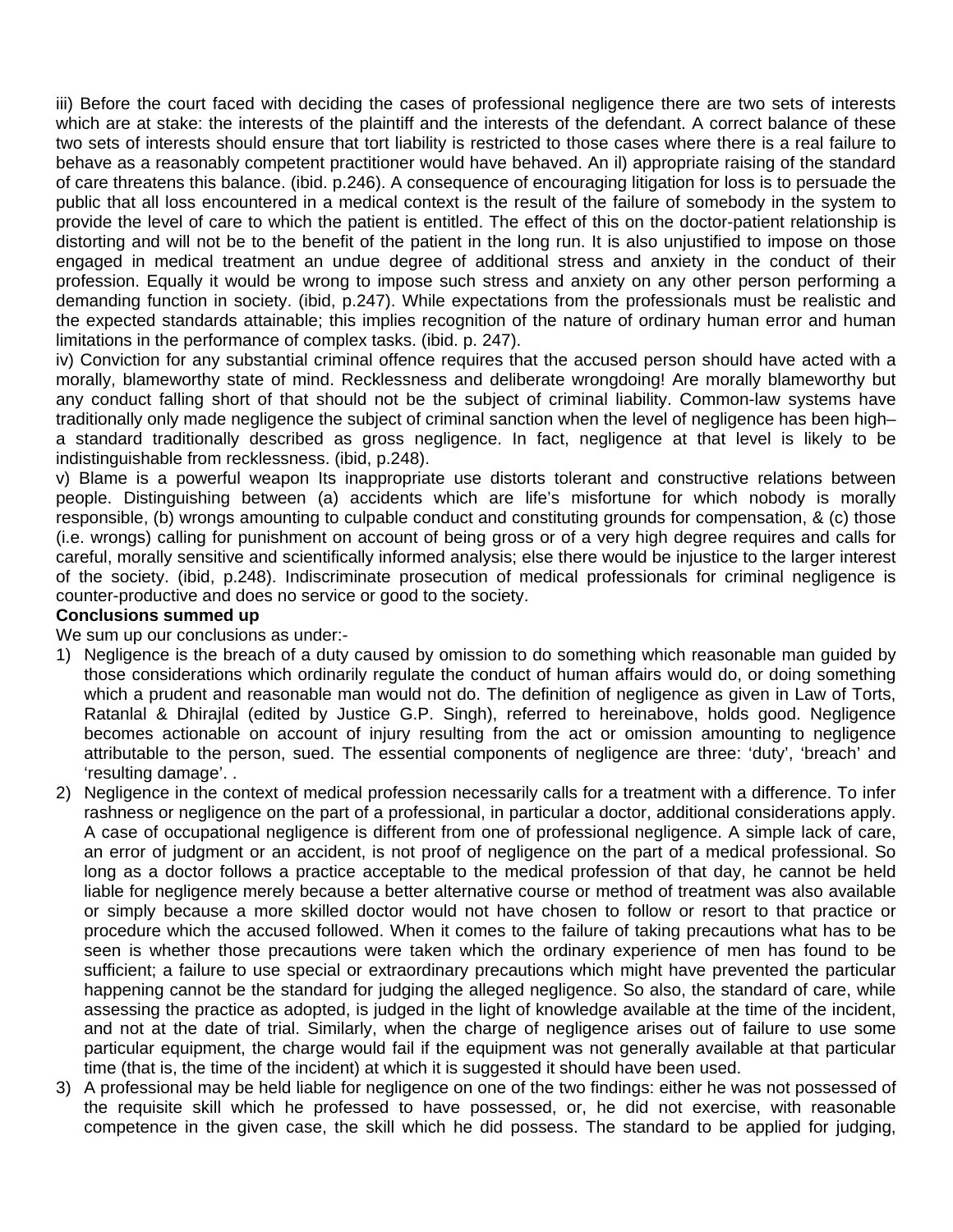iii) Before the court faced with deciding the cases of professional negligence there are two sets of interests which are at stake: the interests of the plaintiff and the interests of the defendant. A correct balance of these two sets of interests should ensure that tort liability is restricted to those cases where there is a real failure to behave as a reasonably competent practitioner would have behaved. An il) appropriate raising of the standard of care threatens this balance. (ibid. p.246). A consequence of encouraging litigation for loss is to persuade the public that all loss encountered in a medical context is the result of the failure of somebody in the system to provide the level of care to which the patient is entitled. The effect of this on the doctor-patient relationship is distorting and will not be to the benefit of the patient in the long run. It is also unjustified to impose on those engaged in medical treatment an undue degree of additional stress and anxiety in the conduct of their profession. Equally it would be wrong to impose such stress and anxiety on any other person performing a demanding function in society. (ibid, p.247). While expectations from the professionals must be realistic and the expected standards attainable; this implies recognition of the nature of ordinary human error and human limitations in the performance of complex tasks. (ibid. p. 247).

iv) Conviction for any substantial criminal offence requires that the accused person should have acted with a morally, blameworthy state of mind. Recklessness and deliberate wrongdoing! Are morally blameworthy but any conduct falling short of that should not be the subject of criminal liability. Common-law systems have traditionally only made negligence the subject of criminal sanction when the level of negligence has been high– a standard traditionally described as gross negligence. In fact, negligence at that level is likely to be indistinguishable from recklessness. (ibid, p.248).

v) Blame is a powerful weapon Its inappropriate use distorts tolerant and constructive relations between people. Distinguishing between (a) accidents which are life's misfortune for which nobody is morally responsible, (b) wrongs amounting to culpable conduct and constituting grounds for compensation, & (c) those (i.e. wrongs) calling for punishment on account of being gross or of a very high degree requires and calls for careful, morally sensitive and scientifically informed analysis; else there would be injustice to the larger interest of the society. (ibid, p.248). Indiscriminate prosecution of medical professionals for criminal negligence is counter-productive and does no service or good to the society.

**Conclusions summed up**

We sum up our conclusions as under:-

1) Negligence is the breach of a duty caused by omission to do something which reasonable man guided by those considerations which ordinarily regulate the conduct of human affairs would do, or doing something which a prudent and reasonable man would not do. The definition of negligence as given in Law of Torts, Ratanlal & Dhirajlal (edited by Justice G.P. Singh), referred to hereinabove, holds good. Negligence becomes actionable on account of injury resulting from the act or omission amounting to negligence attributable to the person, sued. The essential components of negligence are three: 'duty', 'breach' and 'resulting damage'. .
2) Negligence in the context of medical profession necessarily calls for a treatment with a difference. To infer rashness or negligence on the part of a professional, in particular a doctor, additional considerations apply. A case of occupational negligence is different from one of professional negligence. A simple lack of care, an error of judgment or an accident, is not proof of negligence on the part of a medical professional. So long as a doctor follows a practice acceptable to the medical profession of that day, he cannot be held liable for negligence merely because a better alternative course or method of treatment was also available or simply because a more skilled doctor would not have chosen to follow or resort to that practice or procedure which the accused followed. When it comes to the failure of taking precautions what has to be seen is whether those precautions were taken which the ordinary experience of men has found to be sufficient; a failure to use special or extraordinary precautions which might have prevented the particular happening cannot be the standard for judging the alleged negligence. So also, the standard of care, while assessing the practice as adopted, is judged in the light of knowledge available at the time of the incident, and not at the date of trial. Similarly, when the charge of negligence arises out of failure to use some particular equipment, the charge would fail if the equipment was not generally available at that particular time (that is, the time of the incident) at which it is suggested it should have been used.
3) A professional may be held liable for negligence on one of the two findings: either he was not possessed of the requisite skill which he professed to have possessed, or, he did not exercise, with reasonable competence in the given case, the skill which he did possess. The standard to be applied for judging,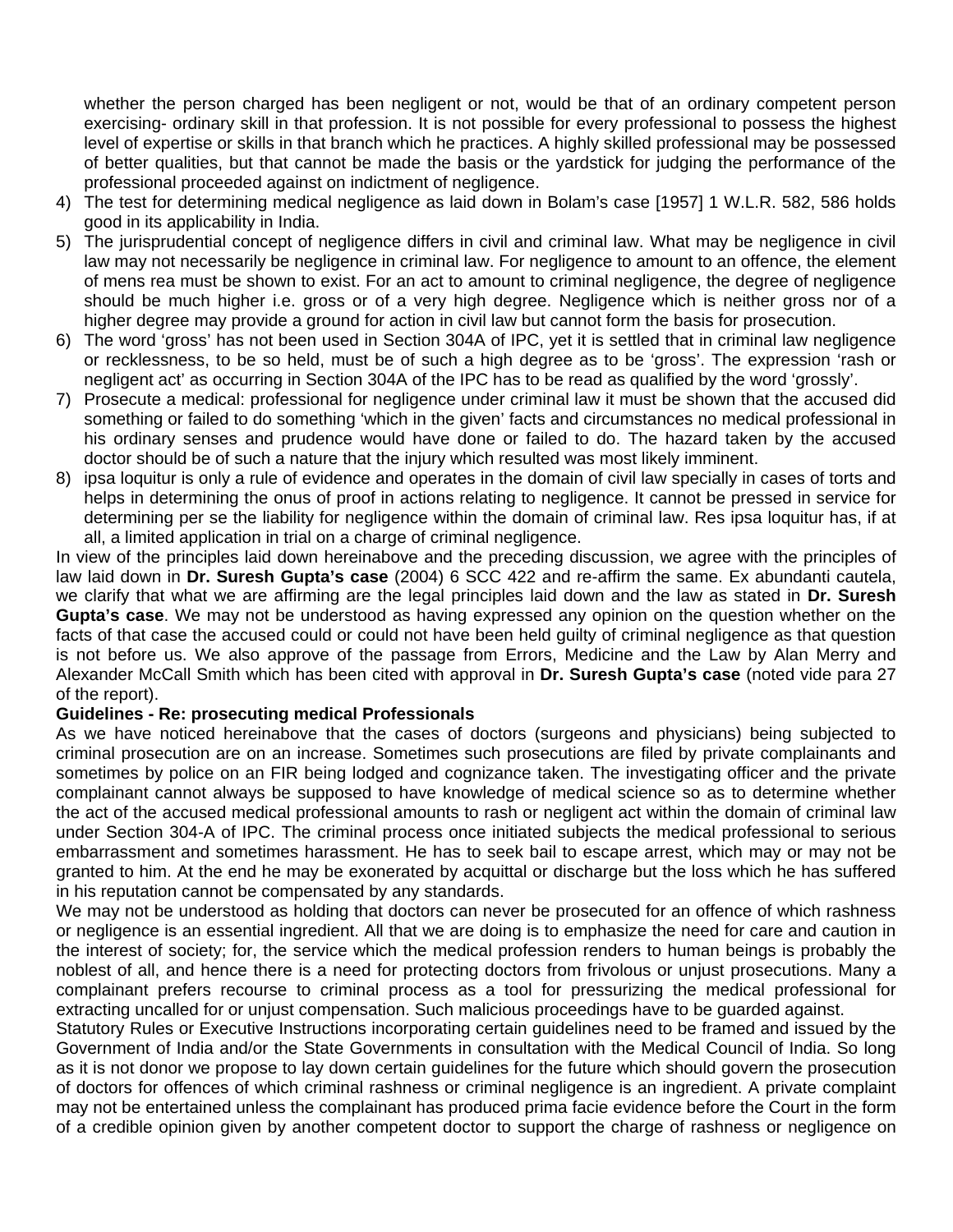whether the person charged has been negligent or not, would be that of an ordinary competent person exercising- ordinary skill in that profession. It is not possible for every professional to possess the highest level of expertise or skills in that branch which he practices. A highly skilled professional may be possessed of better qualities, but that cannot be made the basis or the yardstick for judging the performance of the professional proceeded against on indictment of negligence.

4) The test for determining medical negligence as laid down in Bolam's case [1957] 1 W.L.R. 582, 586 holds good in its applicability in India.
5) The jurisprudential concept of negligence differs in civil and criminal law. What may be negligence in civil law may not necessarily be negligence in criminal law. For negligence to amount to an offence, the element of mens rea must be shown to exist. For an act to amount to criminal negligence, the degree of negligence should be much higher i.e. gross or of a very high degree. Negligence which is neither gross nor of a higher degree may provide a ground for action in civil law but cannot form the basis for prosecution.
6) The word 'gross' has not been used in Section 304A of IPC, yet it is settled that in criminal law negligence or recklessness, to be so held, must be of such a high degree as to be 'gross'. The expression 'rash or negligent act' as occurring in Section 304A of the IPC has to be read as qualified by the word 'grossly'.
7) Prosecute a medical: professional for negligence under criminal law it must be shown that the accused did something or failed to do something 'which in the given' facts and circumstances no medical professional in his ordinary senses and prudence would have done or failed to do. The hazard taken by the accused doctor should be of such a nature that the injury which resulted was most likely imminent.
8) ipsa loquitur is only a rule of evidence and operates in the domain of civil law specially in cases of torts and helps in determining the onus of proof in actions relating to negligence. It cannot be pressed in service for determining per se the liability for negligence within the domain of criminal law. Res ipsa loquitur has, if at all, a limited application in trial on a charge of criminal negligence.

In view of the principles laid down hereinabove and the preceding discussion, we agree with the principles of law laid down in **Dr. Suresh Gupta's case** (2004) 6 SCC 422 and re-affirm the same. Ex abundanti cautela, we clarify that what we are affirming are the legal principles laid down and the law as stated in **Dr. Suresh Gupta's case**. We may not be understood as having expressed any opinion on the question whether on the facts of that case the accused could or could not have been held guilty of criminal negligence as that question is not before us. We also approve of the passage from Errors, Medicine and the Law by Alan Merry and Alexander McCall Smith which has been cited with approval in **Dr. Suresh Gupta's case** (noted vide para 27 of the report).

**Guidelines - Re: prosecuting medical Professionals**

As we have noticed hereinabove that the cases of doctors (surgeons and physicians) being subjected to criminal prosecution are on an increase. Sometimes such prosecutions are filed by private complainants and sometimes by police on an FIR being lodged and cognizance taken. The investigating officer and the private complainant cannot always be supposed to have knowledge of medical science so as to determine whether the act of the accused medical professional amounts to rash or negligent act within the domain of criminal law under Section 304-A of IPC. The criminal process once initiated subjects the medical professional to serious embarrassment and sometimes harassment. He has to seek bail to escape arrest, which may or may not be granted to him. At the end he may be exonerated by acquittal or discharge but the loss which he has suffered in his reputation cannot be compensated by any standards.

We may not be understood as holding that doctors can never be prosecuted for an offence of which rashness or negligence is an essential ingredient. All that we are doing is to emphasize the need for care and caution in the interest of society; for, the service which the medical profession renders to human beings is probably the noblest of all, and hence there is a need for protecting doctors from frivolous or unjust prosecutions. Many a complainant prefers recourse to criminal process as a tool for pressurizing the medical professional for extracting uncalled for or unjust compensation. Such malicious proceedings have to be guarded against.

Statutory Rules or Executive Instructions incorporating certain guidelines need to be framed and issued by the Government of India and/or the State Governments in consultation with the Medical Council of India. So long as it is not donor we propose to lay down certain guidelines for the future which should govern the prosecution of doctors for offences of which criminal rashness or criminal negligence is an ingredient. A private complaint may not be entertained unless the complainant has produced prima facie evidence before the Court in the form of a credible opinion given by another competent doctor to support the charge of rashness or negligence on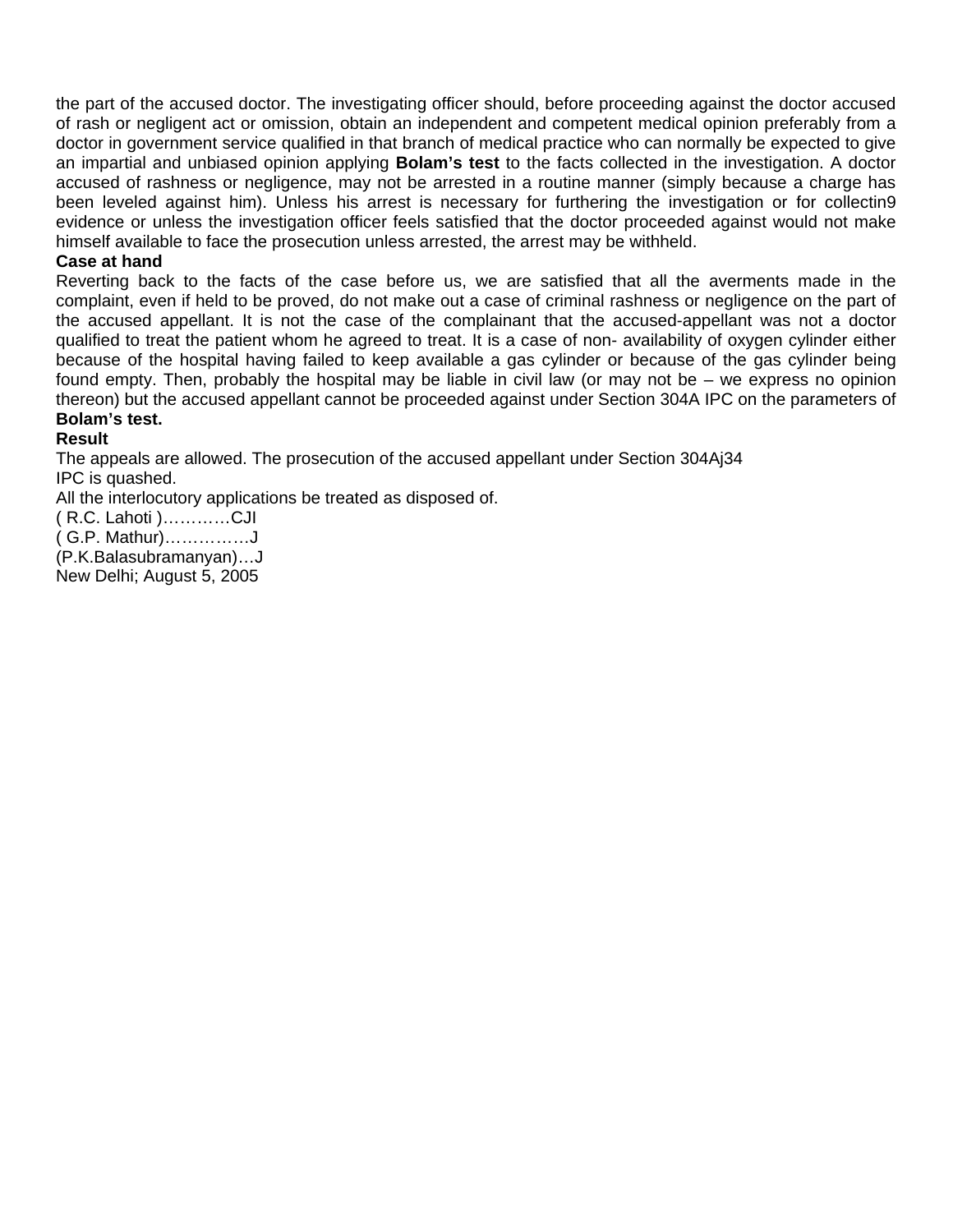the part of the accused doctor. The investigating officer should, before proceeding against the doctor accused of rash or negligent act or omission, obtain an independent and competent medical opinion preferably from a doctor in government service qualified in that branch of medical practice who can normally be expected to give an impartial and unbiased opinion applying **Bolam's test** to the facts collected in the investigation. A doctor accused of rashness or negligence, may not be arrested in a routine manner (simply because a charge has been leveled against him). Unless his arrest is necessary for furthering the investigation or for collectin9 evidence or unless the investigation officer feels satisfied that the doctor proceeded against would not make himself available to face the prosecution unless arrested, the arrest may be withheld.

**Case at hand**

Reverting back to the facts of the case before us, we are satisfied that all the averments made in the complaint, even if held to be proved, do not make out a case of criminal rashness or negligence on the part of the accused appellant. It is not the case of the complainant that the accused-appellant was not a doctor qualified to treat the patient whom he agreed to treat. It is a case of non- availability of oxygen cylinder either because of the hospital having failed to keep available a gas cylinder or because of the gas cylinder being found empty. Then, probably the hospital may be liable in civil law (or may not be – we express no opinion thereon) but the accused appellant cannot be proceeded against under Section 304A IPC on the parameters of **Bolam's test.**

**Result**

The appeals are allowed. The prosecution of the accused appellant under Section 304Aj34
IPC is quashed.
All the interlocutory applications be treated as disposed of.
( R.C. Lahoti )…………CJI
( G.P. Mathur)……………J
(P.K.Balasubramanyan)…J
New Delhi; August 5, 2005